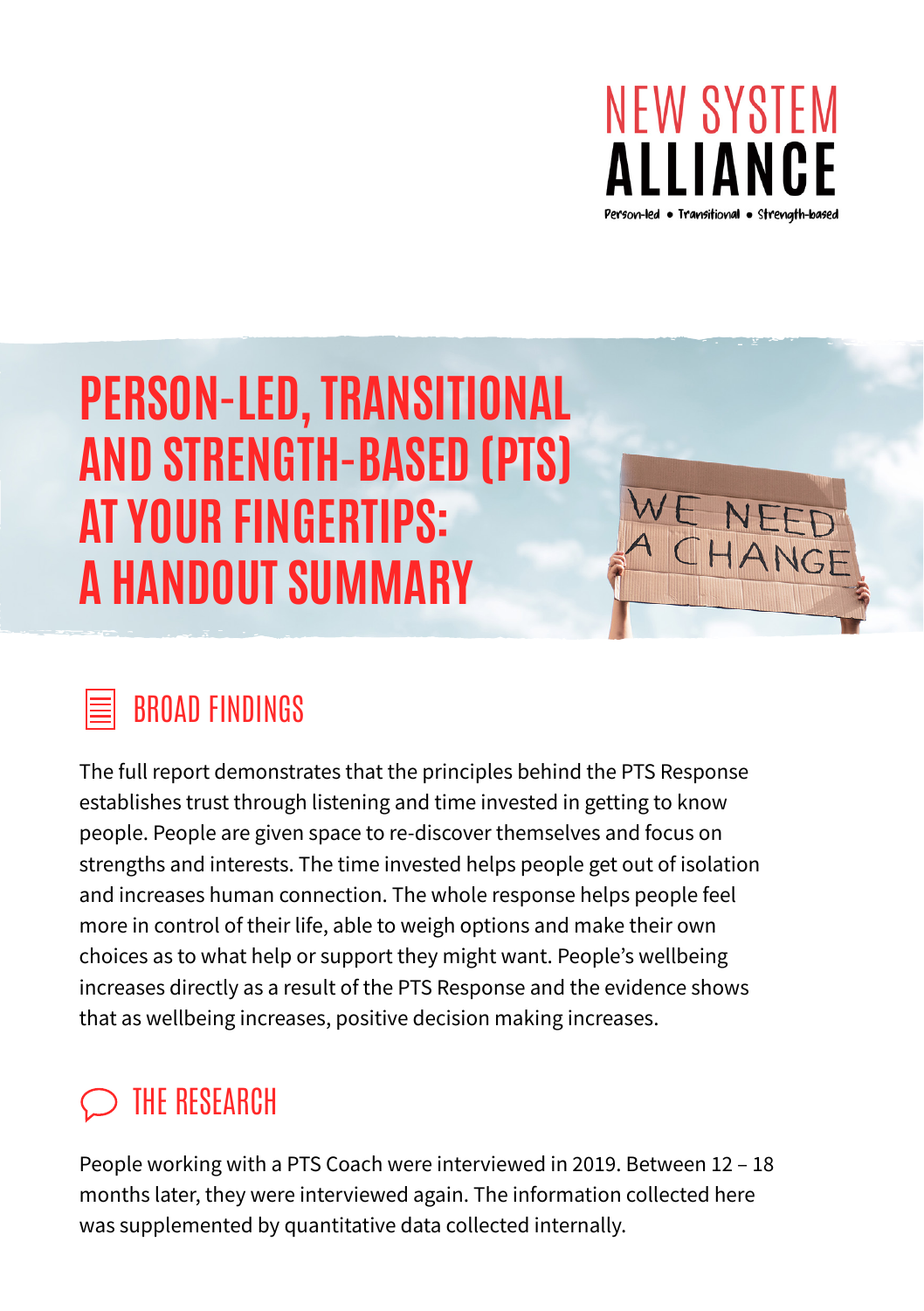NEW SYSTEM ALLIANCE

Person-led • Transitional • Strength-based

# PERSON-LED, TRANSITIONAL AND STRENGTH-BASED (PTS) AT YOUR FINGERTIPS: A HANDOUT SUMMARY

## BROAD FINDINGS

The full report demonstrates that the principles behind the PTS Response establishes trust through listening and time invested in getting to know people. People are given space to re-discover themselves and focus on strengths and interests. The time invested helps people get out of isolation and increases human connection. The whole response helps people feel more in control of their life, able to weigh options and make their own choices as to what help or support they might want. People's wellbeing increases directly as a result of the PTS Response and the evidence shows that as wellbeing increases, positive decision making increases.

## THE RESEARCH

People working with a PTS Coach were interviewed in 2019. Between 12 – 18 months later, they were interviewed again. The information collected here was supplemented by quantitative data collected internally.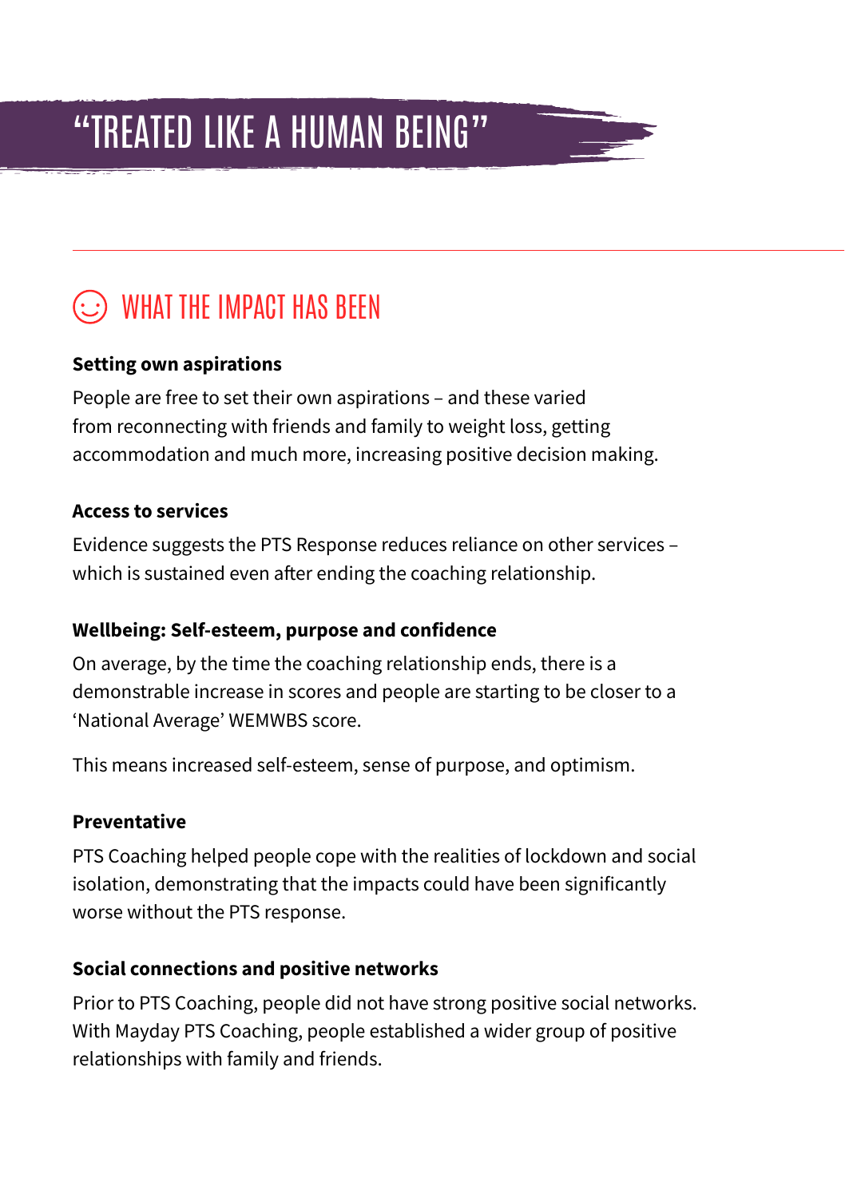# "TREATED LIKE A HUMAN BEING"

## WHAT THE IMPACT HAS BEEN

**Setting own aspirations**

People are free to set their own aspirations – and these varied from reconnecting with friends and family to weight loss, getting accommodation and much more, increasing positive decision making.

**Access to services**

Evidence suggests the PTS Response reduces reliance on other services – which is sustained even after ending the coaching relationship.

**Wellbeing: Self-esteem, purpose and confidence**

On average, by the time the coaching relationship ends, there is a demonstrable increase in scores and people are starting to be closer to a 'National Average' WEMWBS score.

This means increased self-esteem, sense of purpose, and optimism.

**Preventative**

PTS Coaching helped people cope with the realities of lockdown and social isolation, demonstrating that the impacts could have been significantly worse without the PTS response.

**Social connections and positive networks**

Prior to PTS Coaching, people did not have strong positive social networks. With Mayday PTS Coaching, people established a wider group of positive relationships with family and friends.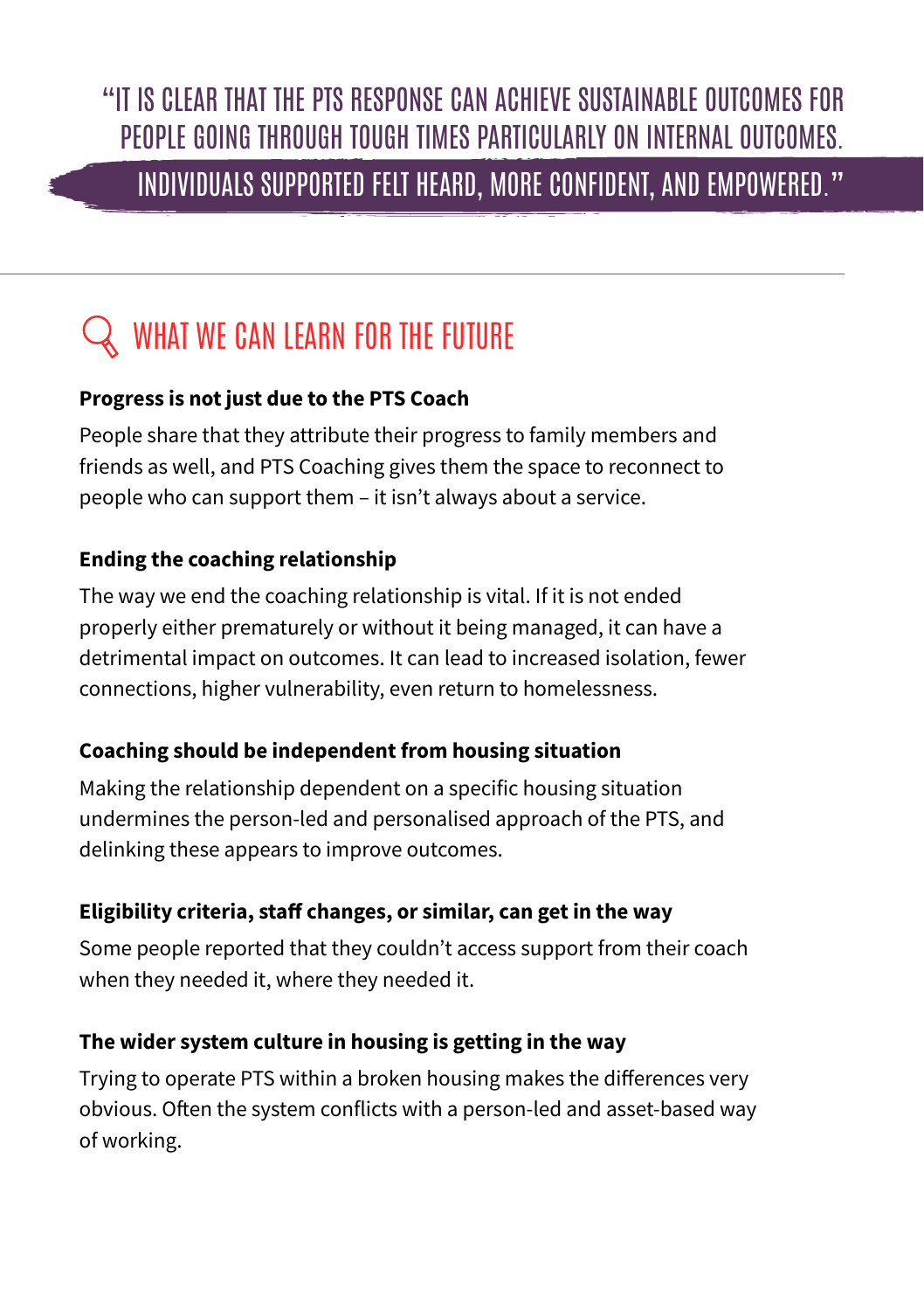> "IT IS CLEAR THAT THE PTS RESPONSE CAN ACHIEVE SUSTAINABLE OUTCOMES FOR PEOPLE GOING THROUGH TOUGH TIMES PARTICULARLY ON INTERNAL OUTCOMES. INDIVIDUALS SUPPORTED FELT HEARD, MORE CONFIDENT, AND EMPOWERED."

---

## WHAT WE CAN LEARN FOR THE FUTURE

**Progress is not just due to the PTS Coach**

People share that they attribute their progress to family members and friends as well, and PTS Coaching gives them the space to reconnect to people who can support them – it isn't always about a service.

**Ending the coaching relationship**

The way we end the coaching relationship is vital. If it is not ended properly either prematurely or without it being managed, it can have a detrimental impact on outcomes. It can lead to increased isolation, fewer connections, higher vulnerability, even return to homelessness.

**Coaching should be independent from housing situation**

Making the relationship dependent on a specific housing situation undermines the person-led and personalised approach of the PTS, and delinking these appears to improve outcomes.

**Eligibility criteria, staff changes, or similar, can get in the way**

Some people reported that they couldn't access support from their coach when they needed it, where they needed it.

**The wider system culture in housing is getting in the way**

Trying to operate PTS within a broken housing makes the differences very obvious. Often the system conflicts with a person-led and asset-based way of working.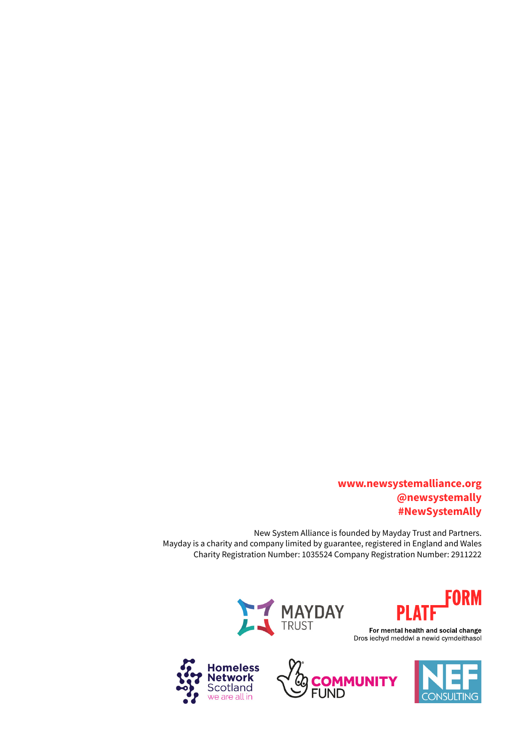**www.newsystemalliance.org**
**@newsystemally**
**#NewSystemAlly**

New System Alliance is founded by Mayday Trust and Partners.
Mayday is a charity and company limited by guarantee, registered in England and Wales
Charity Registration Number: 1035524 Company Registration Number: 2911222

MAYDAY TRUST

PLATFORM
For mental health and social change
Dros iechyd meddwl a newid cymdeithasol

Homeless Network Scotland
we are all in

COMMUNITY FUND

NEF CONSULTING